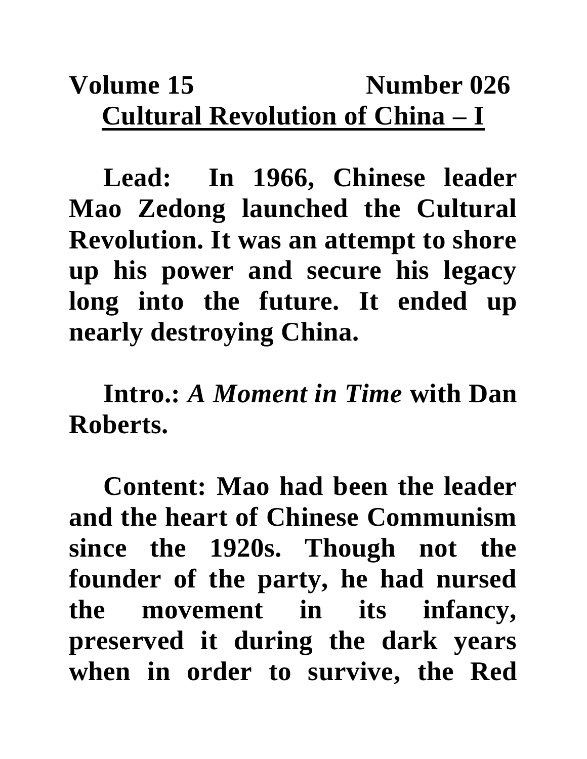**Volume 15 Number 026**

# Cultural Revolution of China – I

**Lead: In 1966, Chinese leader Mao Zedong launched the Cultural Revolution. It was an attempt to shore up his power and secure his legacy long into the future. It ended up nearly destroying China.**

**Intro.:** ***A Moment in Time*** **with Dan Roberts.**

**Content: Mao had been the leader and the heart of Chinese Communism since the 1920s. Though not the founder of the party, he had nursed the movement in its infancy, preserved it during the dark years when in order to survive, the Red**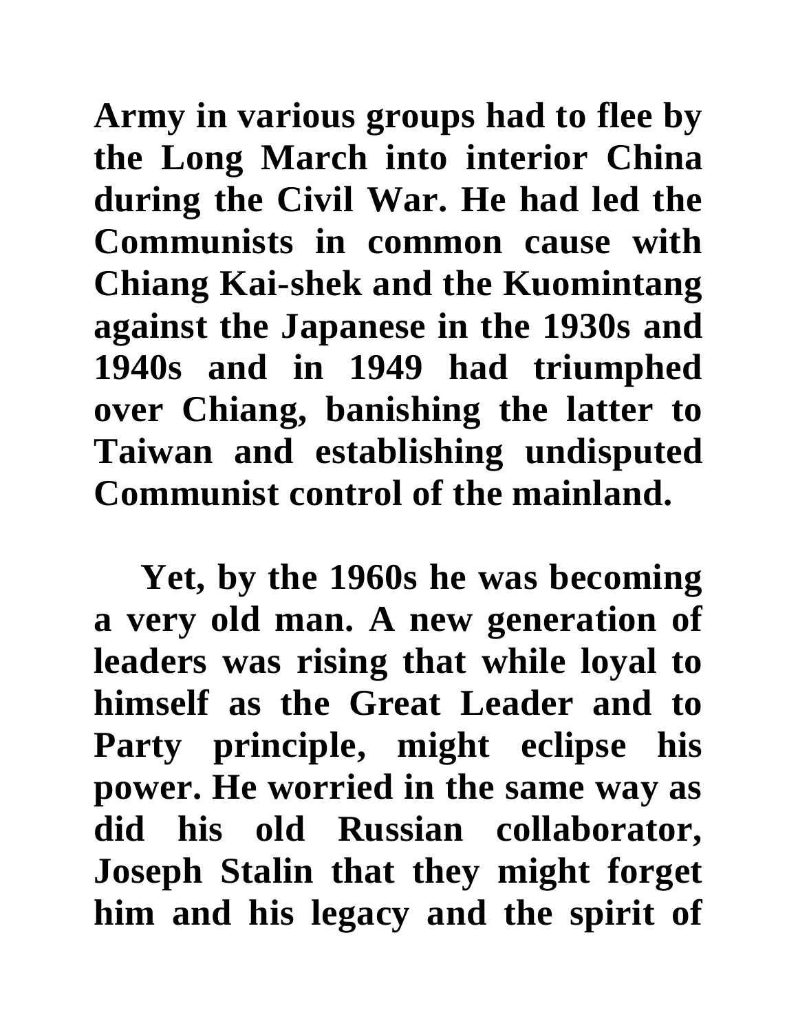Army in various groups had to flee by the Long March into interior China during the Civil War. He had led the Communists in common cause with Chiang Kai-shek and the Kuomintang against the Japanese in the 1930s and 1940s and in 1949 had triumphed over Chiang, banishing the latter to Taiwan and establishing undisputed Communist control of the mainland.

Yet, by the 1960s he was becoming a very old man. A new generation of leaders was rising that while loyal to himself as the Great Leader and to Party principle, might eclipse his power. He worried in the same way as did his old Russian collaborator, Joseph Stalin that they might forget him and his legacy and the spirit of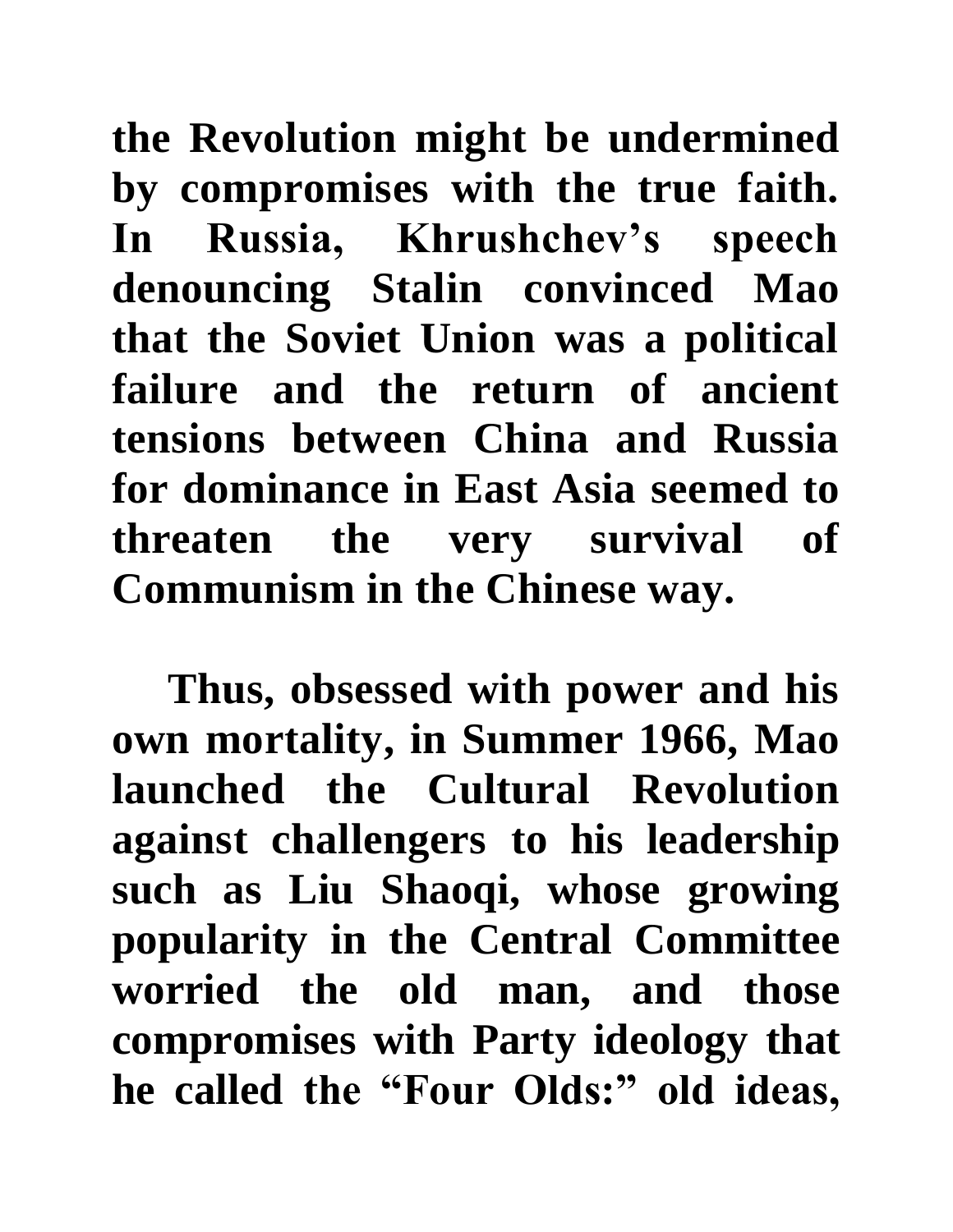**the Revolution might be undermined by compromises with the true faith. In Russia, Khrushchev's speech denouncing Stalin convinced Mao that the Soviet Union was a political failure and the return of ancient tensions between China and Russia for dominance in East Asia seemed to threaten the very survival of Communism in the Chinese way.**

**Thus, obsessed with power and his own mortality, in Summer 1966, Mao launched the Cultural Revolution against challengers to his leadership such as Liu Shaoqi, whose growing popularity in the Central Committee worried the old man, and those compromises with Party ideology that he called the "Four Olds:" old ideas,**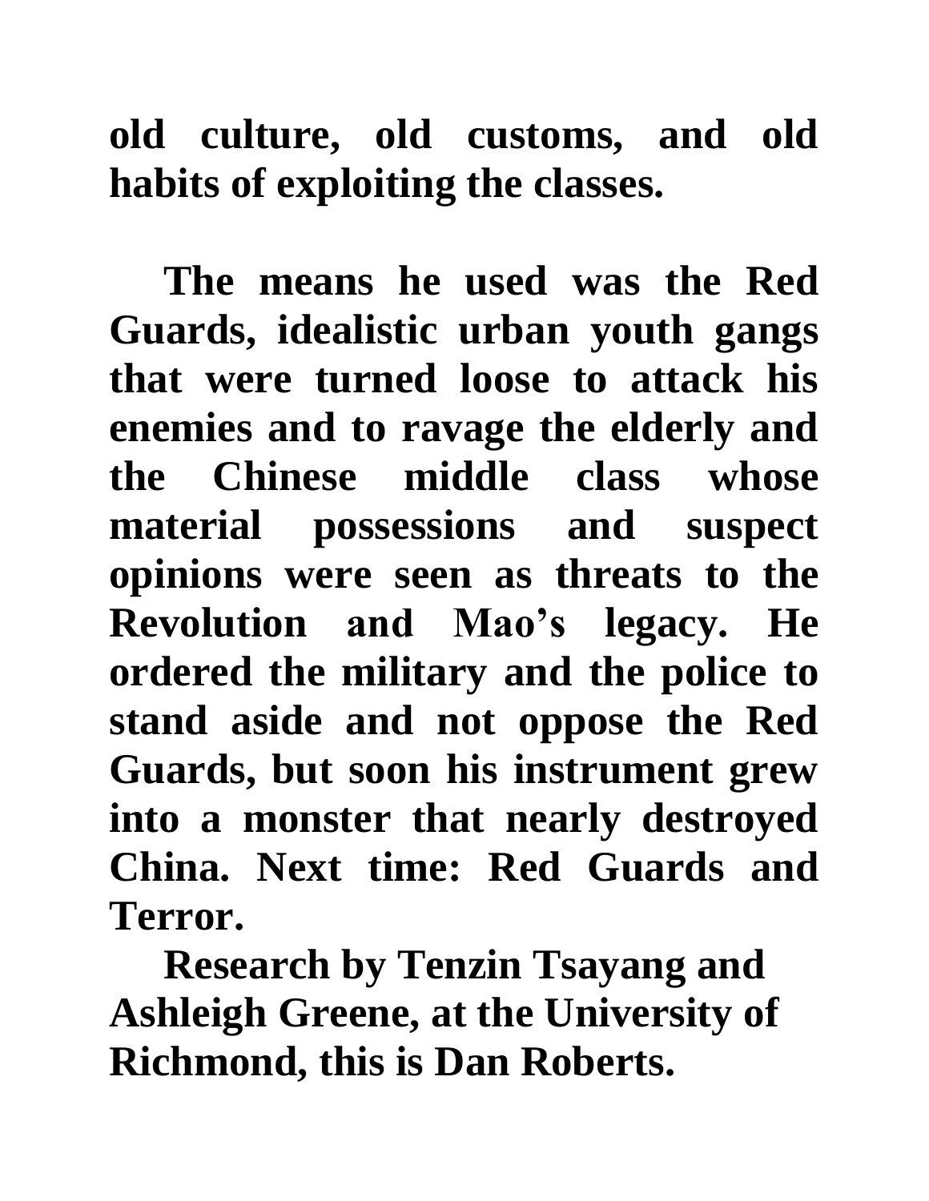**old culture, old customs, and old habits of exploiting the classes.**

**The means he used was the Red Guards, idealistic urban youth gangs that were turned loose to attack his enemies and to ravage the elderly and the Chinese middle class whose material possessions and suspect opinions were seen as threats to the Revolution and Mao's legacy. He ordered the military and the police to stand aside and not oppose the Red Guards, but soon his instrument grew into a monster that nearly destroyed China. Next time: Red Guards and Terror.**

**Research by Tenzin Tsayang and Ashleigh Greene, at the University of Richmond, this is Dan Roberts.**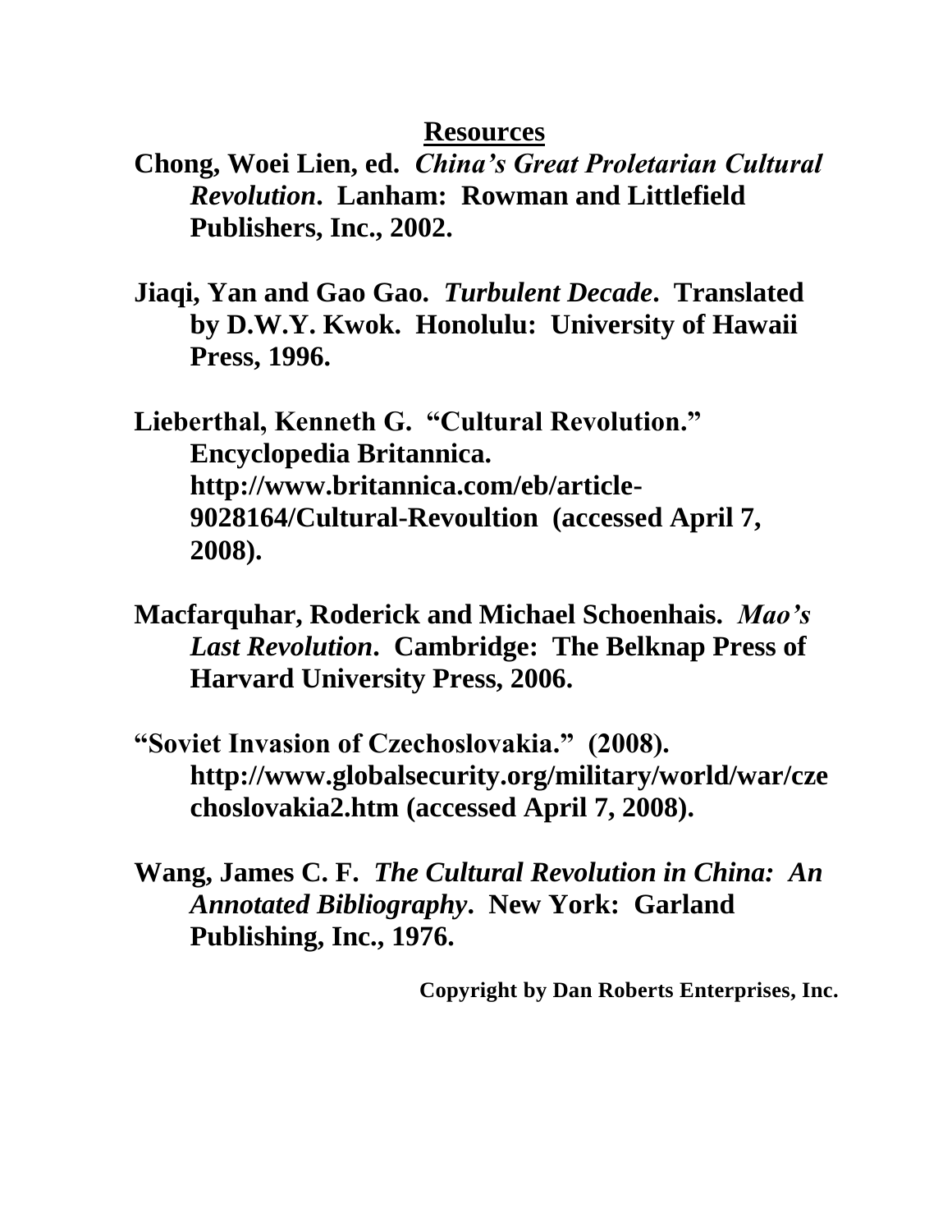## Resources

**Chong, Woei Lien, ed.** ***China's Great Proletarian Cultural Revolution*****. Lanham: Rowman and Littlefield Publishers, Inc., 2002.**

**Jiaqi, Yan and Gao Gao.** ***Turbulent Decade*****. Translated by D.W.Y. Kwok. Honolulu: University of Hawaii Press, 1996.**

**Lieberthal, Kenneth G. "Cultural Revolution." Encyclopedia Britannica. http://www.britannica.com/eb/article-9028164/Cultural-Revoultion (accessed April 7, 2008).**

**Macfarquhar, Roderick and Michael Schoenhais.** ***Mao's Last Revolution*****. Cambridge: The Belknap Press of Harvard University Press, 2006.**

**"Soviet Invasion of Czechoslovakia." (2008). http://www.globalsecurity.org/military/world/war/czechoslovakia2.htm (accessed April 7, 2008).**

**Wang, James C. F.** ***The Cultural Revolution in China: An Annotated Bibliography*****. New York: Garland Publishing, Inc., 1976.**

**Copyright by Dan Roberts Enterprises, Inc.**